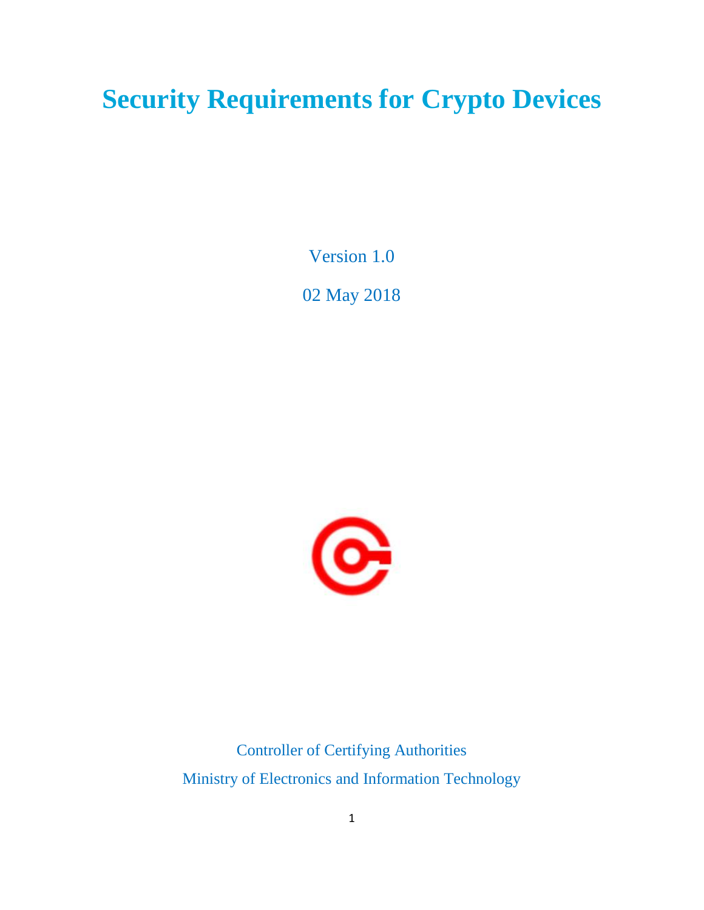# Security Requirements for Crypto Devices

Version 1.0

02 May 2018

Controller of Certifying Authorities

Ministry of Electronics and Information Technology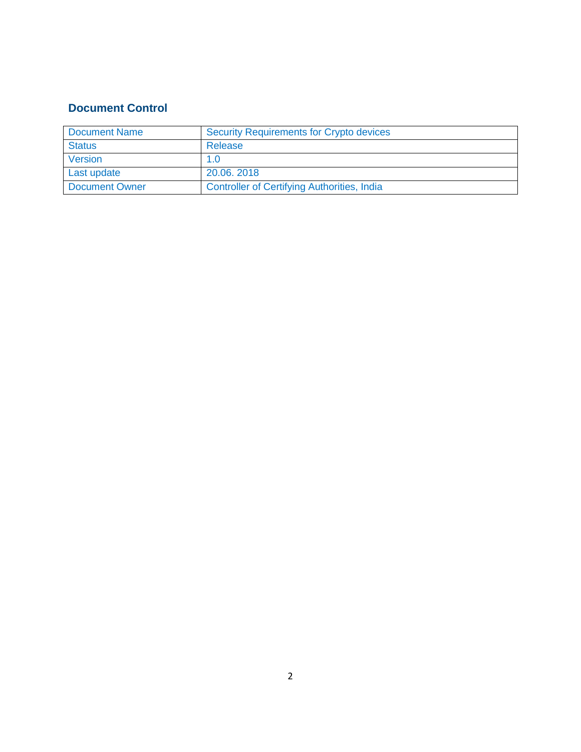## Document Control

| Document Name | Security Requirements for Crypto devices |
|---|---|
| Status | Release |
| Version | 1.0 |
| Last update | 20.06. 2018 |
| Document Owner | Controller of Certifying Authorities, India |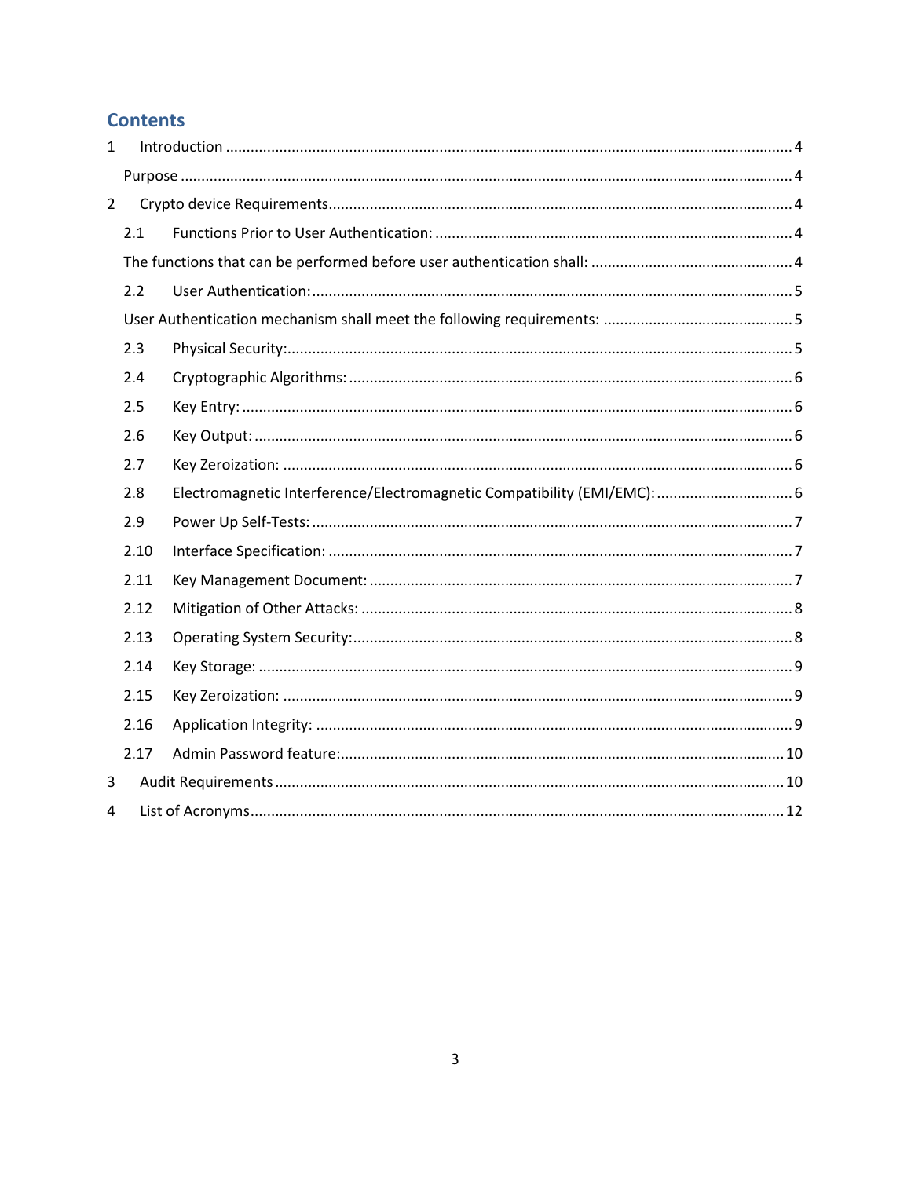# Contents

1 Introduction ........................................................................................................................................ 4

Purpose .................................................................................................................................................. 4

2 Crypto device Requirements............................................................................................................... 4

2.1 Functions Prior to User Authentication: ..................................................................................... 4

The functions that can be performed before user authentication shall: ................................................ 4

2.2 User Authentication: .................................................................................................................... 5

User Authentication mechanism shall meet the following requirements: ............................................. 5

2.3 Physical Security:......................................................................................................................... 5

2.4 Cryptographic Algorithms: .......................................................................................................... 6

2.5 Key Entry: .................................................................................................................................... 6

2.6 Key Output: ................................................................................................................................. 6

2.7 Key Zeroization: .......................................................................................................................... 6

2.8 Electromagnetic Interference/Electromagnetic Compatibility (EMI/EMC): ................................ 6

2.9 Power Up Self-Tests: ................................................................................................................... 7

2.10 Interface Specification: ............................................................................................................... 7

2.11 Key Management Document: ..................................................................................................... 7

2.12 Mitigation of Other Attacks: ....................................................................................................... 8

2.13 Operating System Security:......................................................................................................... 8

2.14 Key Storage: ................................................................................................................................ 9

2.15 Key Zeroization: .......................................................................................................................... 9

2.16 Application Integrity: .................................................................................................................. 9

2.17 Admin Password feature:........................................................................................................... 10

3 Audit Requirements .......................................................................................................................... 10

4 List of Acronyms................................................................................................................................ 12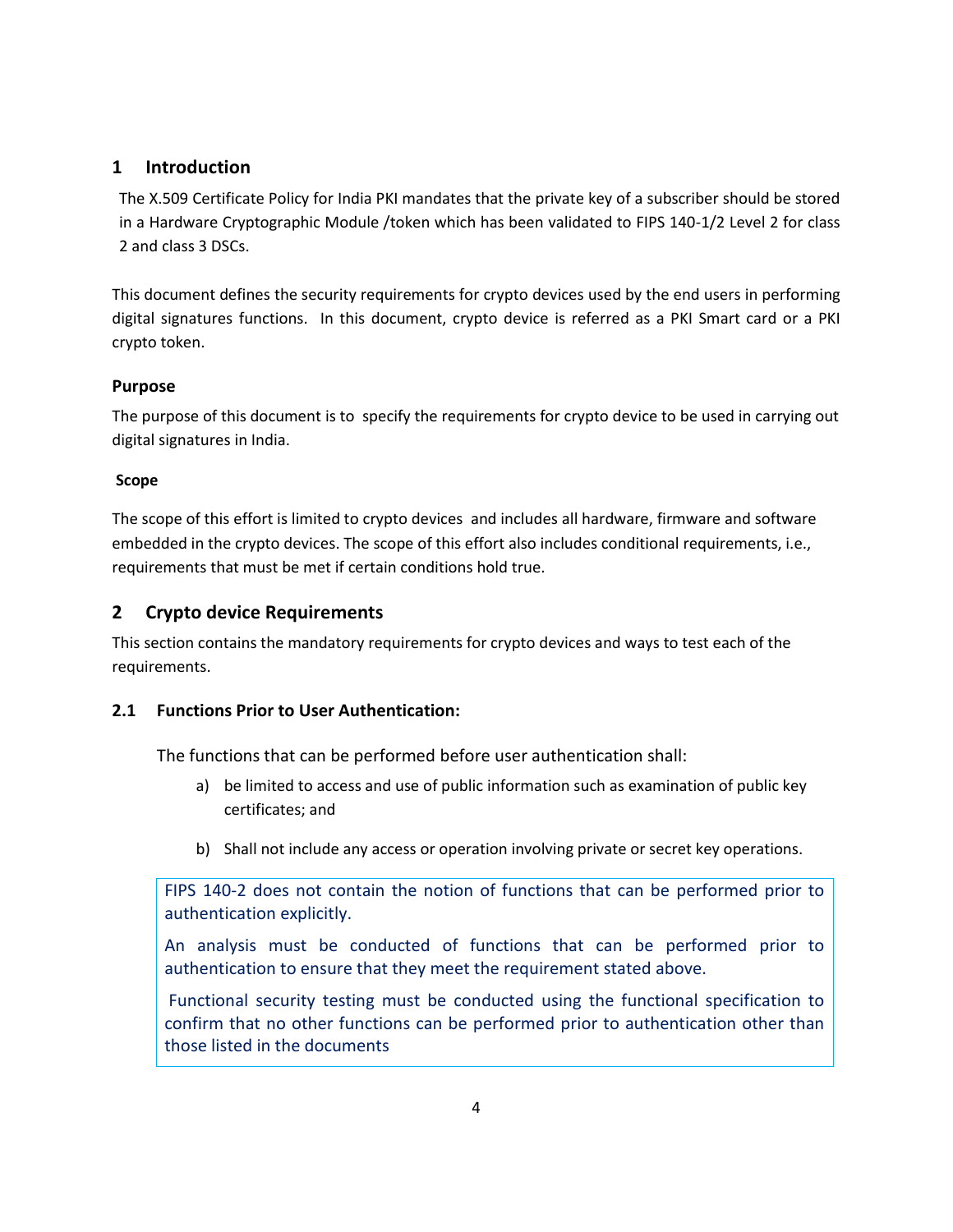## 1 Introduction

The X.509 Certificate Policy for India PKI mandates that the private key of a subscriber should be stored in a Hardware Cryptographic Module /token which has been validated to FIPS 140-1/2 Level 2 for class 2 and class 3 DSCs.

This document defines the security requirements for crypto devices used by the end users in performing digital signatures functions. In this document, crypto device is referred as a PKI Smart card or a PKI crypto token.

**Purpose**

The purpose of this document is to specify the requirements for crypto device to be used in carrying out digital signatures in India.

**Scope**

The scope of this effort is limited to crypto devices and includes all hardware, firmware and software embedded in the crypto devices. The scope of this effort also includes conditional requirements, i.e., requirements that must be met if certain conditions hold true.

## 2 Crypto device Requirements

This section contains the mandatory requirements for crypto devices and ways to test each of the requirements.

### 2.1 Functions Prior to User Authentication:

The functions that can be performed before user authentication shall:

a) be limited to access and use of public information such as examination of public key certificates; and

b) Shall not include any access or operation involving private or secret key operations.

> FIPS 140-2 does not contain the notion of functions that can be performed prior to authentication explicitly.
>
> An analysis must be conducted of functions that can be performed prior to authentication to ensure that they meet the requirement stated above.
>
> Functional security testing must be conducted using the functional specification to confirm that no other functions can be performed prior to authentication other than those listed in the documents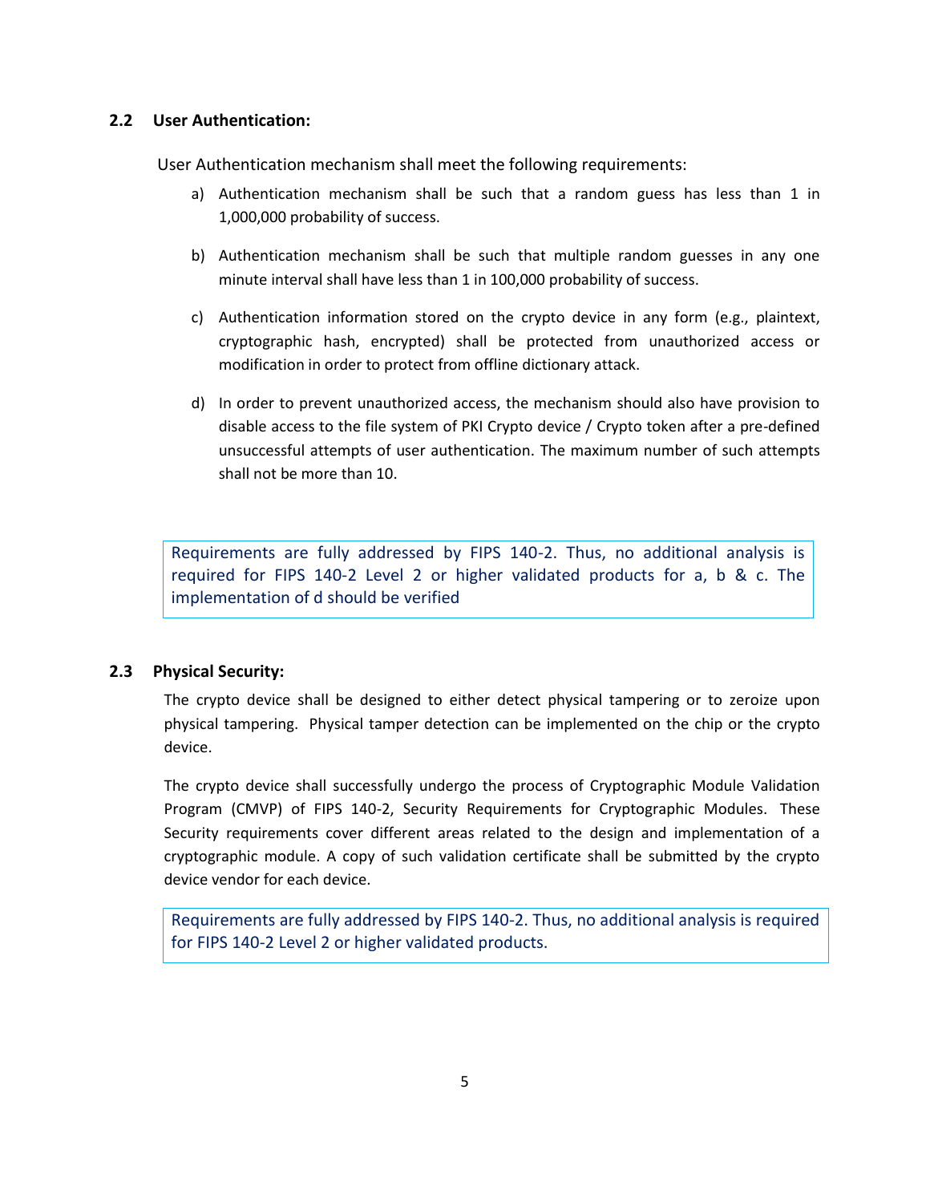## 2.2 User Authentication:

User Authentication mechanism shall meet the following requirements:

a) Authentication mechanism shall be such that a random guess has less than 1 in 1,000,000 probability of success.

b) Authentication mechanism shall be such that multiple random guesses in any one minute interval shall have less than 1 in 100,000 probability of success.

c) Authentication information stored on the crypto device in any form (e.g., plaintext, cryptographic hash, encrypted) shall be protected from unauthorized access or modification in order to protect from offline dictionary attack.

d) In order to prevent unauthorized access, the mechanism should also have provision to disable access to the file system of PKI Crypto device / Crypto token after a pre-defined unsuccessful attempts of user authentication. The maximum number of such attempts shall not be more than 10.

> Requirements are fully addressed by FIPS 140-2. Thus, no additional analysis is required for FIPS 140-2 Level 2 or higher validated products for a, b & c. The implementation of d should be verified

## 2.3 Physical Security:

The crypto device shall be designed to either detect physical tampering or to zeroize upon physical tampering. Physical tamper detection can be implemented on the chip or the crypto device.

The crypto device shall successfully undergo the process of Cryptographic Module Validation Program (CMVP) of FIPS 140-2, Security Requirements for Cryptographic Modules. These Security requirements cover different areas related to the design and implementation of a cryptographic module. A copy of such validation certificate shall be submitted by the crypto device vendor for each device.

> Requirements are fully addressed by FIPS 140-2. Thus, no additional analysis is required for FIPS 140-2 Level 2 or higher validated products.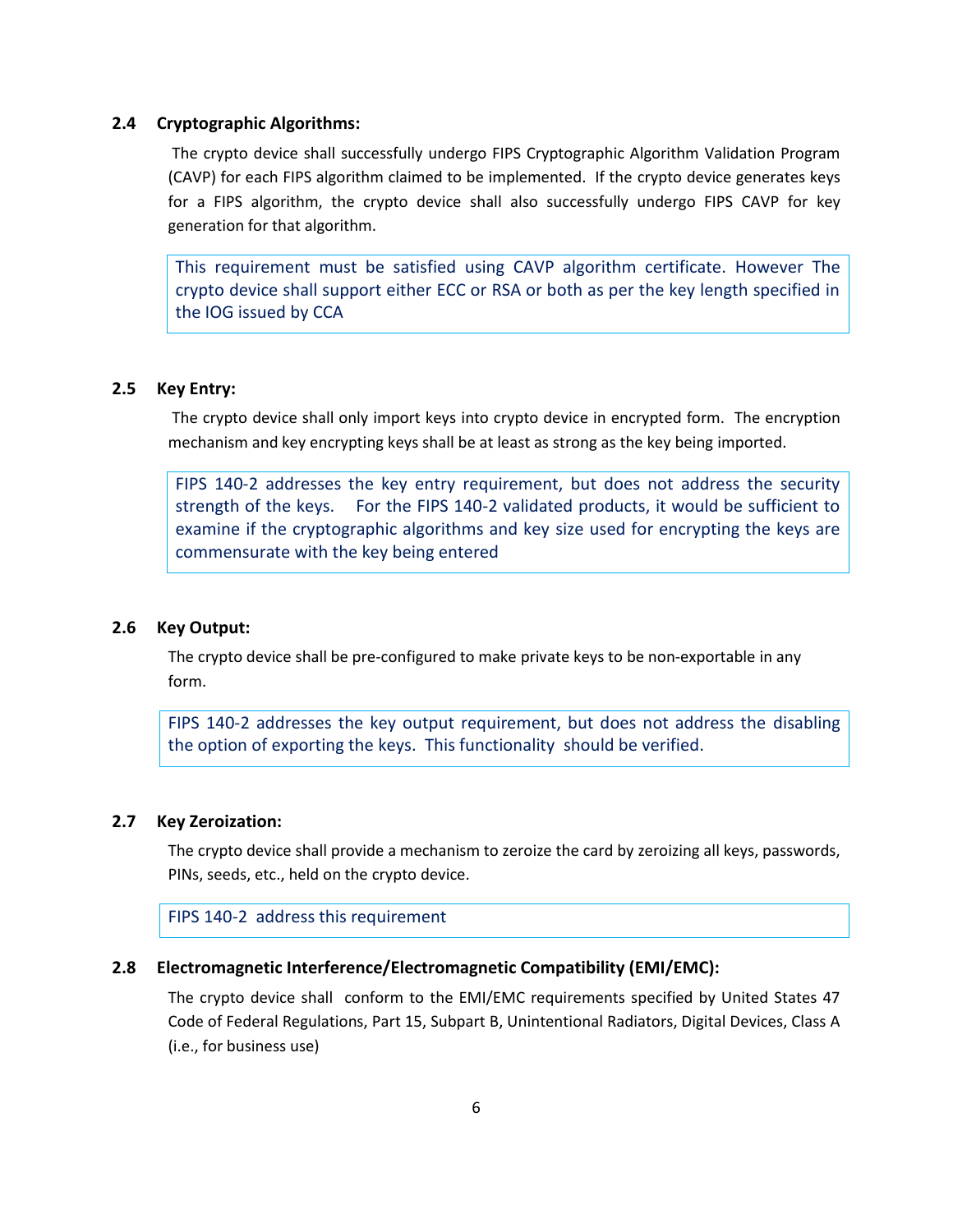### 2.4 Cryptographic Algorithms:

The crypto device shall successfully undergo FIPS Cryptographic Algorithm Validation Program (CAVP) for each FIPS algorithm claimed to be implemented. If the crypto device generates keys for a FIPS algorithm, the crypto device shall also successfully undergo FIPS CAVP for key generation for that algorithm.

> This requirement must be satisfied using CAVP algorithm certificate. However The crypto device shall support either ECC or RSA or both as per the key length specified in the IOG issued by CCA

### 2.5 Key Entry:

The crypto device shall only import keys into crypto device in encrypted form. The encryption mechanism and key encrypting keys shall be at least as strong as the key being imported.

> FIPS 140-2 addresses the key entry requirement, but does not address the security strength of the keys. For the FIPS 140-2 validated products, it would be sufficient to examine if the cryptographic algorithms and key size used for encrypting the keys are commensurate with the key being entered

### 2.6 Key Output:

The crypto device shall be pre-configured to make private keys to be non-exportable in any form.

> FIPS 140-2 addresses the key output requirement, but does not address the disabling the option of exporting the keys. This functionality should be verified.

### 2.7 Key Zeroization:

The crypto device shall provide a mechanism to zeroize the card by zeroizing all keys, passwords, PINs, seeds, etc., held on the crypto device.

> FIPS 140-2 address this requirement

### 2.8 Electromagnetic Interference/Electromagnetic Compatibility (EMI/EMC):

The crypto device shall conform to the EMI/EMC requirements specified by United States 47 Code of Federal Regulations, Part 15, Subpart B, Unintentional Radiators, Digital Devices, Class A (i.e., for business use)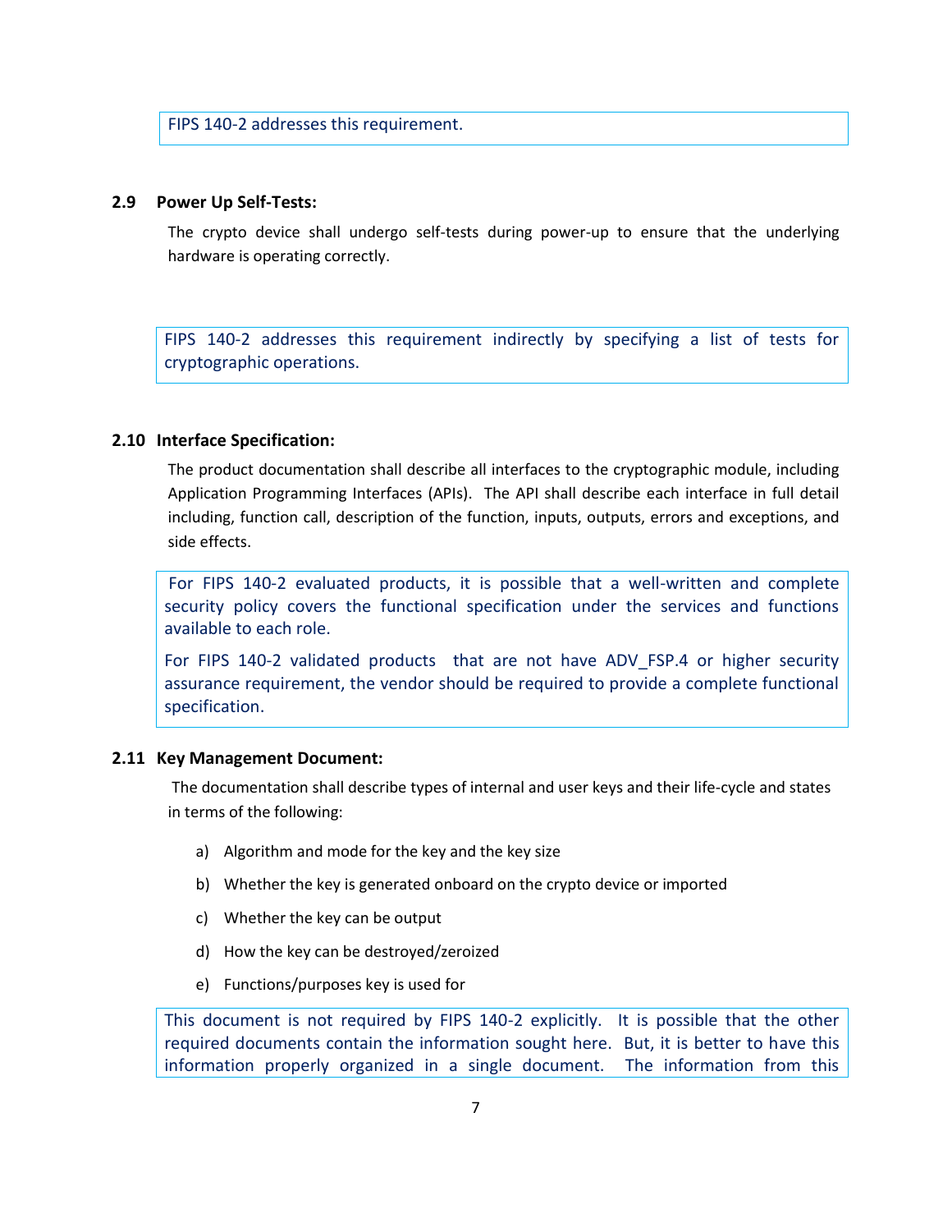> FIPS 140-2 addresses this requirement.

### 2.9 Power Up Self-Tests:

The crypto device shall undergo self-tests during power-up to ensure that the underlying hardware is operating correctly.

> FIPS 140-2 addresses this requirement indirectly by specifying a list of tests for cryptographic operations.

### 2.10 Interface Specification:

The product documentation shall describe all interfaces to the cryptographic module, including Application Programming Interfaces (APIs). The API shall describe each interface in full detail including, function call, description of the function, inputs, outputs, errors and exceptions, and side effects.

> For FIPS 140-2 evaluated products, it is possible that a well-written and complete security policy covers the functional specification under the services and functions available to each role.
>
> For FIPS 140-2 validated products that are not have ADV_FSP.4 or higher security assurance requirement, the vendor should be required to provide a complete functional specification.

### 2.11 Key Management Document:

The documentation shall describe types of internal and user keys and their life-cycle and states in terms of the following:

a) Algorithm and mode for the key and the key size

b) Whether the key is generated onboard on the crypto device or imported

c) Whether the key can be output

d) How the key can be destroyed/zeroized

e) Functions/purposes key is used for

> This document is not required by FIPS 140-2 explicitly. It is possible that the other required documents contain the information sought here. But, it is better to have this information properly organized in a single document. The information from this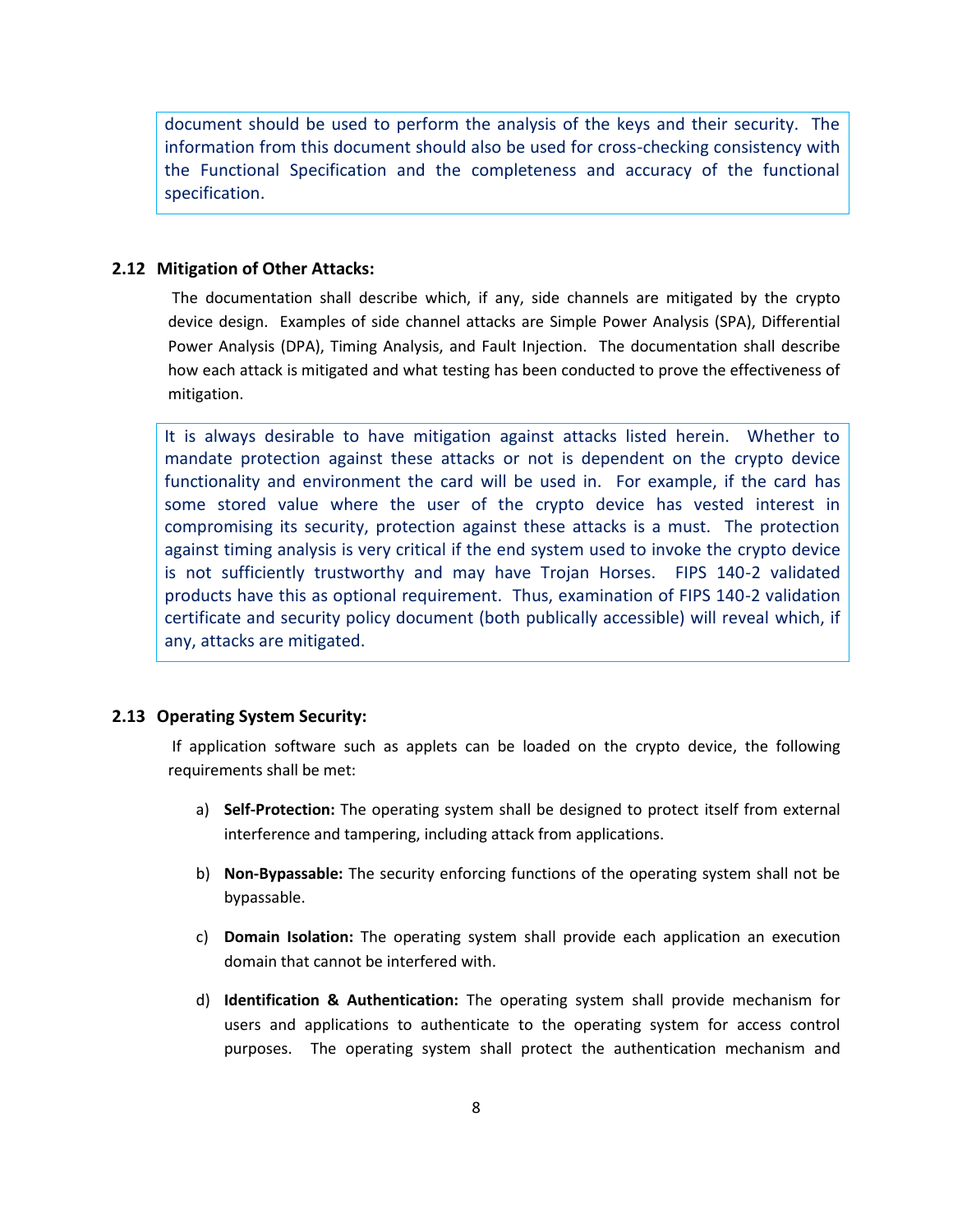document should be used to perform the analysis of the keys and their security. The information from this document should also be used for cross-checking consistency with the Functional Specification and the completeness and accuracy of the functional specification.

### 2.12 Mitigation of Other Attacks:

The documentation shall describe which, if any, side channels are mitigated by the crypto device design. Examples of side channel attacks are Simple Power Analysis (SPA), Differential Power Analysis (DPA), Timing Analysis, and Fault Injection. The documentation shall describe how each attack is mitigated and what testing has been conducted to prove the effectiveness of mitigation.

It is always desirable to have mitigation against attacks listed herein. Whether to mandate protection against these attacks or not is dependent on the crypto device functionality and environment the card will be used in. For example, if the card has some stored value where the user of the crypto device has vested interest in compromising its security, protection against these attacks is a must. The protection against timing analysis is very critical if the end system used to invoke the crypto device is not sufficiently trustworthy and may have Trojan Horses. FIPS 140-2 validated products have this as optional requirement. Thus, examination of FIPS 140-2 validation certificate and security policy document (both publically accessible) will reveal which, if any, attacks are mitigated.

### 2.13 Operating System Security:

If application software such as applets can be loaded on the crypto device, the following requirements shall be met:

a) **Self-Protection:** The operating system shall be designed to protect itself from external interference and tampering, including attack from applications.

b) **Non-Bypassable:** The security enforcing functions of the operating system shall not be bypassable.

c) **Domain Isolation:** The operating system shall provide each application an execution domain that cannot be interfered with.

d) **Identification & Authentication:** The operating system shall provide mechanism for users and applications to authenticate to the operating system for access control purposes. The operating system shall protect the authentication mechanism and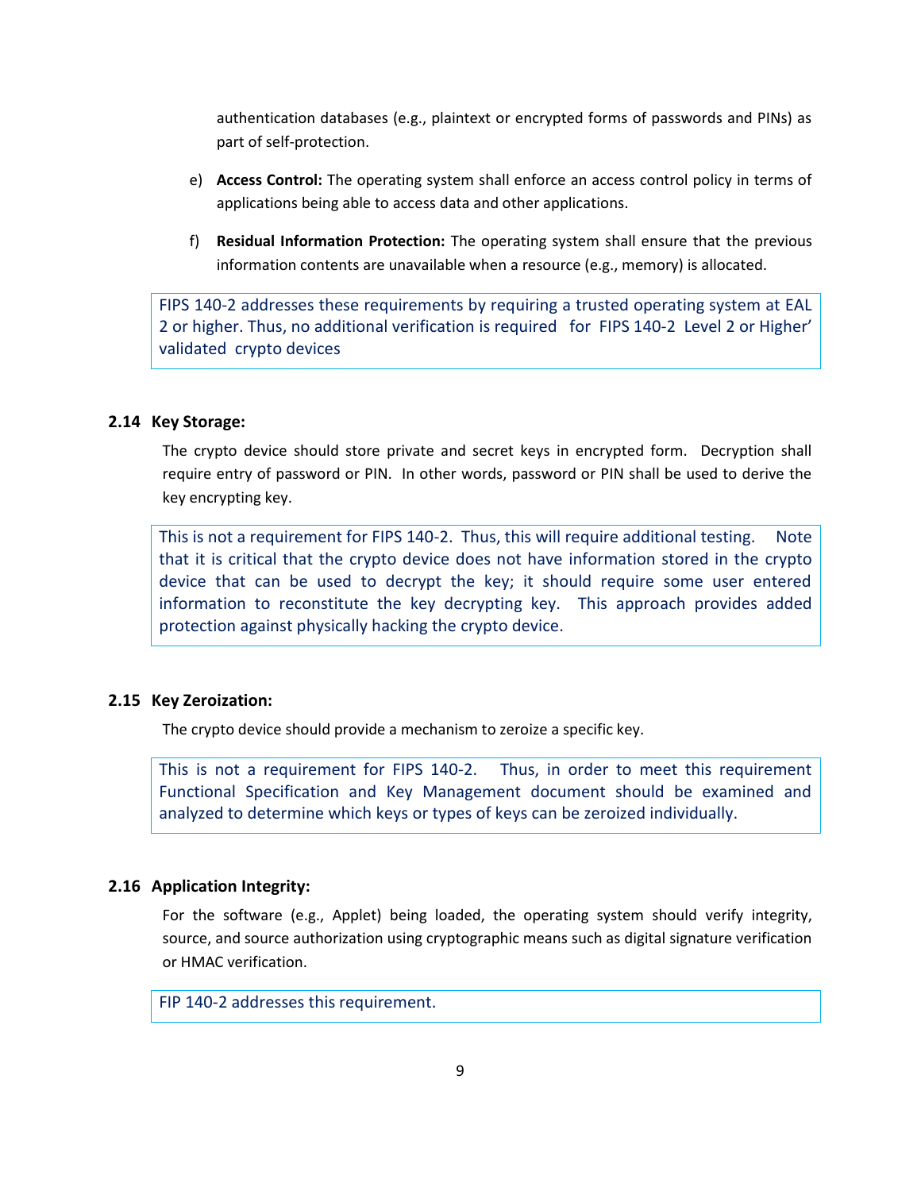authentication databases (e.g., plaintext or encrypted forms of passwords and PINs) as part of self-protection.

e) **Access Control:** The operating system shall enforce an access control policy in terms of applications being able to access data and other applications.

f) **Residual Information Protection:** The operating system shall ensure that the previous information contents are unavailable when a resource (e.g., memory) is allocated.

> FIPS 140-2 addresses these requirements by requiring a trusted operating system at EAL 2 or higher. Thus, no additional verification is required for FIPS 140-2 Level 2 or Higher' validated crypto devices

### 2.14 Key Storage:

The crypto device should store private and secret keys in encrypted form. Decryption shall require entry of password or PIN. In other words, password or PIN shall be used to derive the key encrypting key.

> This is not a requirement for FIPS 140-2. Thus, this will require additional testing. Note that it is critical that the crypto device does not have information stored in the crypto device that can be used to decrypt the key; it should require some user entered information to reconstitute the key decrypting key. This approach provides added protection against physically hacking the crypto device.

### 2.15 Key Zeroization:

The crypto device should provide a mechanism to zeroize a specific key.

> This is not a requirement for FIPS 140-2. Thus, in order to meet this requirement Functional Specification and Key Management document should be examined and analyzed to determine which keys or types of keys can be zeroized individually.

### 2.16 Application Integrity:

For the software (e.g., Applet) being loaded, the operating system should verify integrity, source, and source authorization using cryptographic means such as digital signature verification or HMAC verification.

> FIP 140-2 addresses this requirement.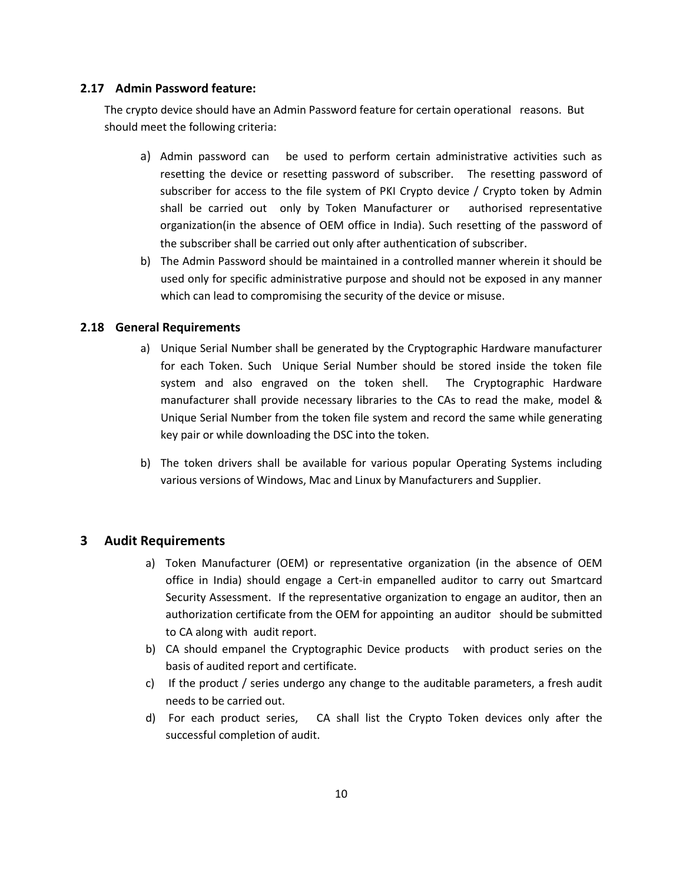### 2.17 Admin Password feature:

The crypto device should have an Admin Password feature for certain operational reasons. But should meet the following criteria:

a) Admin password can be used to perform certain administrative activities such as resetting the device or resetting password of subscriber. The resetting password of subscriber for access to the file system of PKI Crypto device / Crypto token by Admin shall be carried out only by Token Manufacturer or authorised representative organization(in the absence of OEM office in India). Such resetting of the password of the subscriber shall be carried out only after authentication of subscriber.

b) The Admin Password should be maintained in a controlled manner wherein it should be used only for specific administrative purpose and should not be exposed in any manner which can lead to compromising the security of the device or misuse.

### 2.18 General Requirements

a) Unique Serial Number shall be generated by the Cryptographic Hardware manufacturer for each Token. Such Unique Serial Number should be stored inside the token file system and also engraved on the token shell. The Cryptographic Hardware manufacturer shall provide necessary libraries to the CAs to read the make, model & Unique Serial Number from the token file system and record the same while generating key pair or while downloading the DSC into the token.

b) The token drivers shall be available for various popular Operating Systems including various versions of Windows, Mac and Linux by Manufacturers and Supplier.

## 3 Audit Requirements

a) Token Manufacturer (OEM) or representative organization (in the absence of OEM office in India) should engage a Cert-in empanelled auditor to carry out Smartcard Security Assessment. If the representative organization to engage an auditor, then an authorization certificate from the OEM for appointing an auditor should be submitted to CA along with audit report.

b) CA should empanel the Cryptographic Device products with product series on the basis of audited report and certificate.

c) If the product / series undergo any change to the auditable parameters, a fresh audit needs to be carried out.

d) For each product series, CA shall list the Crypto Token devices only after the successful completion of audit.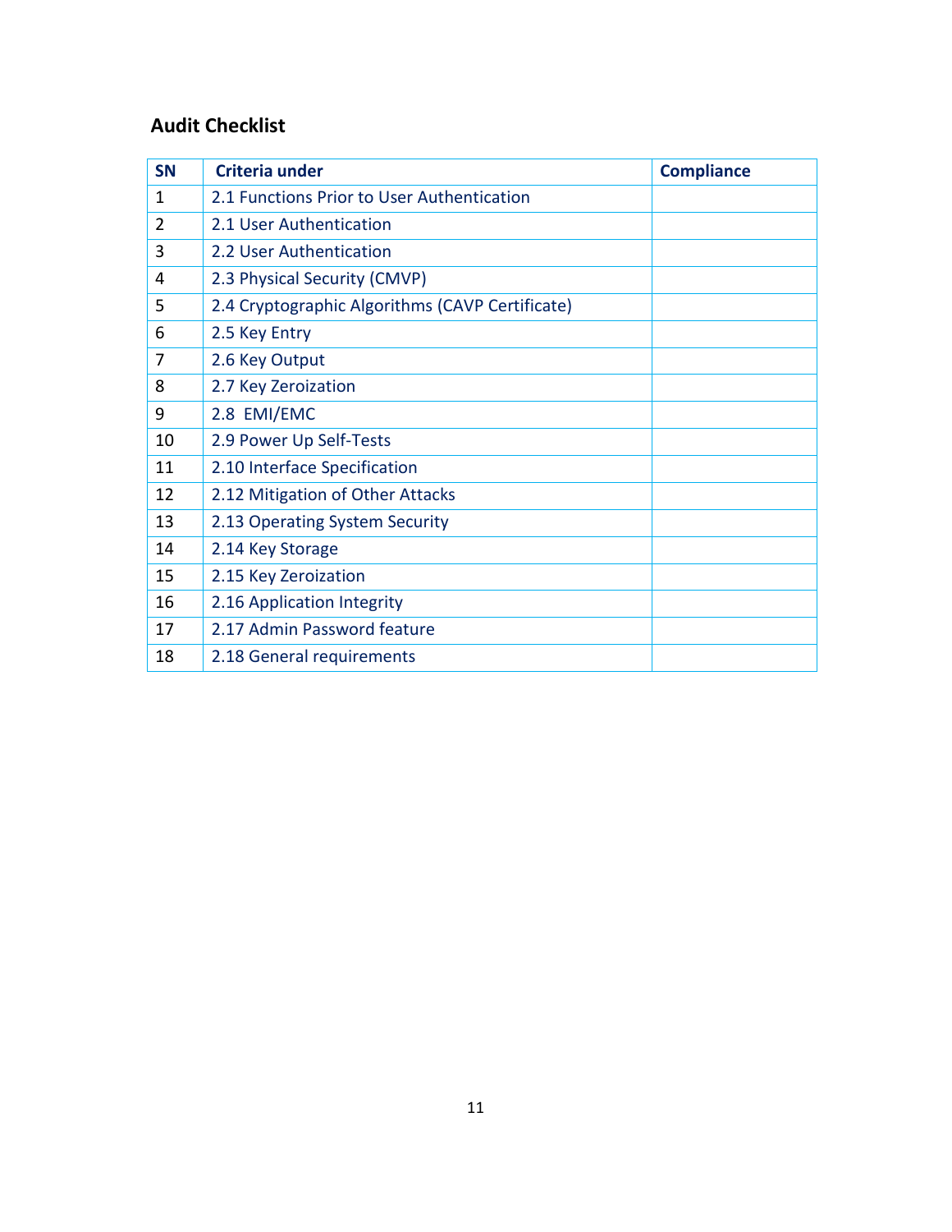## Audit Checklist

| SN | Criteria under | Compliance |
|---|---|---|
| 1 | 2.1 Functions Prior to User Authentication | |
| 2 | 2.1 User Authentication | |
| 3 | 2.2 User Authentication | |
| 4 | 2.3 Physical Security (CMVP) | |
| 5 | 2.4 Cryptographic Algorithms (CAVP Certificate) | |
| 6 | 2.5 Key Entry | |
| 7 | 2.6 Key Output | |
| 8 | 2.7 Key Zeroization | |
| 9 | 2.8 EMI/EMC | |
| 10 | 2.9 Power Up Self-Tests | |
| 11 | 2.10 Interface Specification | |
| 12 | 2.12 Mitigation of Other Attacks | |
| 13 | 2.13 Operating System Security | |
| 14 | 2.14 Key Storage | |
| 15 | 2.15 Key Zeroization | |
| 16 | 2.16 Application Integrity | |
| 17 | 2.17 Admin Password feature | |
| 18 | 2.18 General requirements | |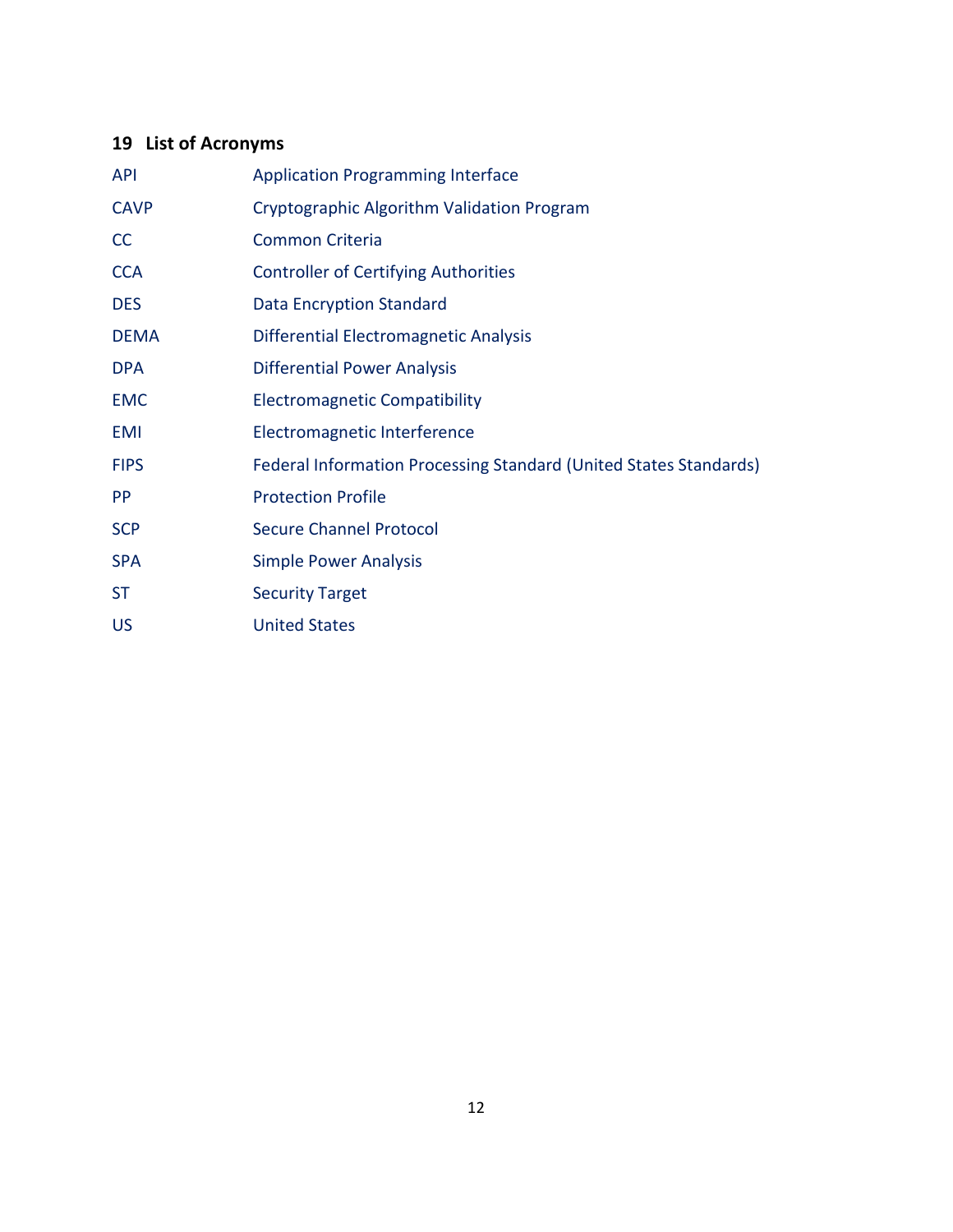## 19 List of Acronyms

| | |
|---|---|
| API | Application Programming Interface |
| CAVP | Cryptographic Algorithm Validation Program |
| CC | Common Criteria |
| CCA | Controller of Certifying Authorities |
| DES | Data Encryption Standard |
| DEMA | Differential Electromagnetic Analysis |
| DPA | Differential Power Analysis |
| EMC | Electromagnetic Compatibility |
| EMI | Electromagnetic Interference |
| FIPS | Federal Information Processing Standard (United States Standards) |
| PP | Protection Profile |
| SCP | Secure Channel Protocol |
| SPA | Simple Power Analysis |
| ST | Security Target |
| US | United States |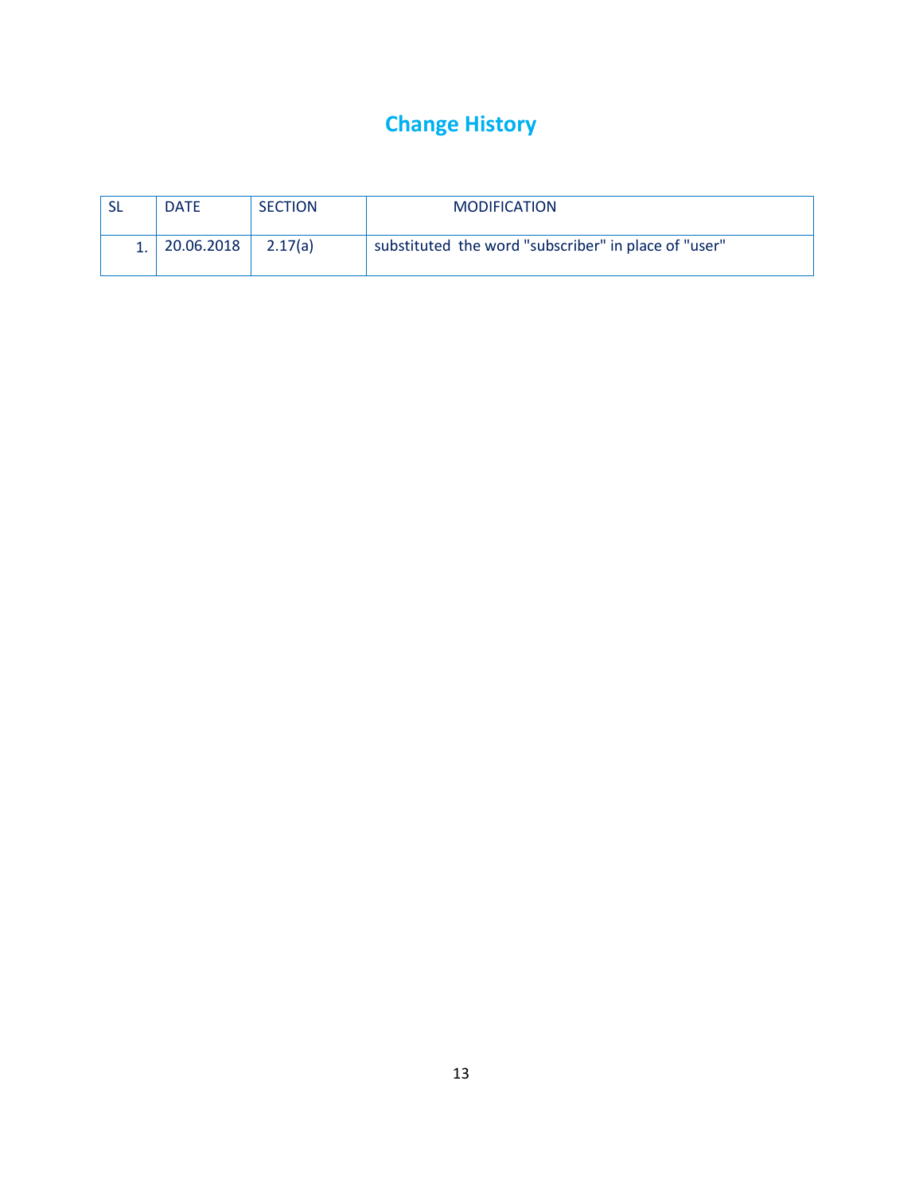# Change History

| SL | DATE | SECTION | MODIFICATION |
|---|---|---|---|
| 1. | 20.06.2018 | 2.17(a) | substituted the word "subscriber" in place of "user" |